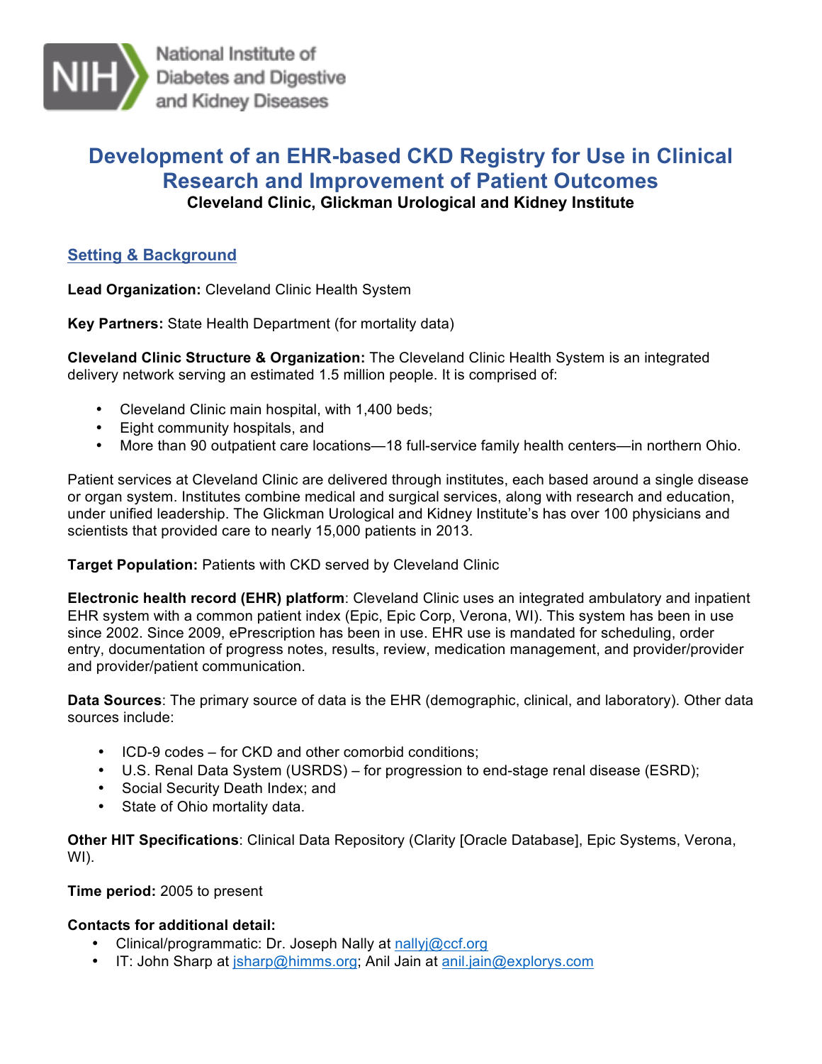National Institute of Diabetes and Digestive and Kidney Diseases

# Development of an EHR-based CKD Registry for Use in Clinical Research and Improvement of Patient Outcomes

**Cleveland Clinic, Glickman Urological and Kidney Institute**

## Setting & Background

**Lead Organization:** Cleveland Clinic Health System

**Key Partners:** State Health Department (for mortality data)

**Cleveland Clinic Structure & Organization:** The Cleveland Clinic Health System is an integrated delivery network serving an estimated 1.5 million people. It is comprised of:

- Cleveland Clinic main hospital, with 1,400 beds;
- Eight community hospitals, and
- More than 90 outpatient care locations—18 full-service family health centers—in northern Ohio.

Patient services at Cleveland Clinic are delivered through institutes, each based around a single disease or organ system. Institutes combine medical and surgical services, along with research and education, under unified leadership. The Glickman Urological and Kidney Institute's has over 100 physicians and scientists that provided care to nearly 15,000 patients in 2013.

**Target Population:** Patients with CKD served by Cleveland Clinic

**Electronic health record (EHR) platform**: Cleveland Clinic uses an integrated ambulatory and inpatient EHR system with a common patient index (Epic, Epic Corp, Verona, WI). This system has been in use since 2002. Since 2009, ePrescription has been in use. EHR use is mandated for scheduling, order entry, documentation of progress notes, results, review, medication management, and provider/provider and provider/patient communication.

**Data Sources**: The primary source of data is the EHR (demographic, clinical, and laboratory). Other data sources include:

- ICD-9 codes – for CKD and other comorbid conditions;
- U.S. Renal Data System (USRDS) – for progression to end-stage renal disease (ESRD);
- Social Security Death Index; and
- State of Ohio mortality data.

**Other HIT Specifications**: Clinical Data Repository (Clarity [Oracle Database], Epic Systems, Verona, WI).

**Time period:** 2005 to present

**Contacts for additional detail:**

- Clinical/programmatic: Dr. Joseph Nally at nallyj@ccf.org
- IT: John Sharp at jsharp@himms.org; Anil Jain at anil.jain@explorys.com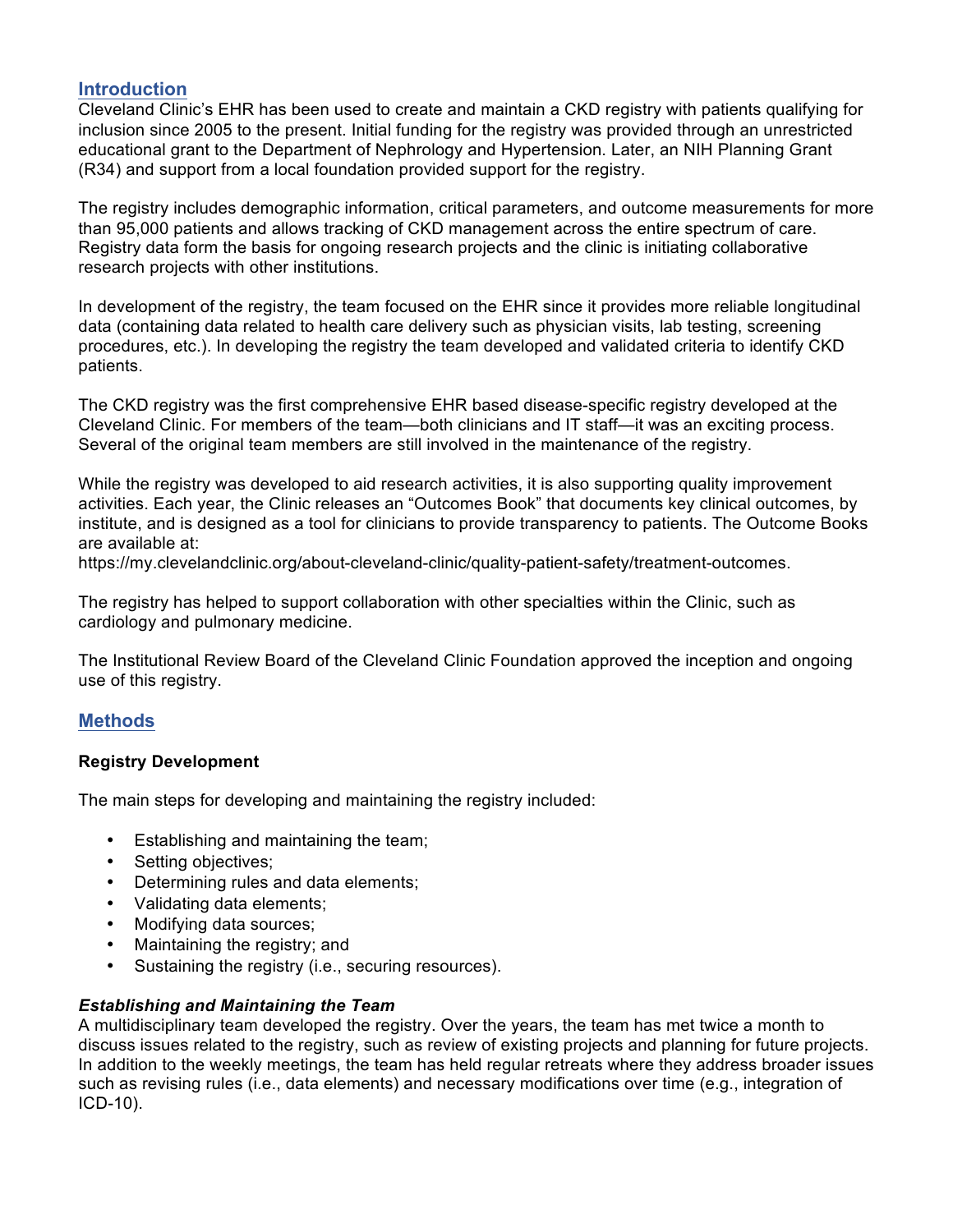## Introduction

Cleveland Clinic's EHR has been used to create and maintain a CKD registry with patients qualifying for inclusion since 2005 to the present. Initial funding for the registry was provided through an unrestricted educational grant to the Department of Nephrology and Hypertension. Later, an NIH Planning Grant (R34) and support from a local foundation provided support for the registry.

The registry includes demographic information, critical parameters, and outcome measurements for more than 95,000 patients and allows tracking of CKD management across the entire spectrum of care. Registry data form the basis for ongoing research projects and the clinic is initiating collaborative research projects with other institutions.

In development of the registry, the team focused on the EHR since it provides more reliable longitudinal data (containing data related to health care delivery such as physician visits, lab testing, screening procedures, etc.). In developing the registry the team developed and validated criteria to identify CKD patients.

The CKD registry was the first comprehensive EHR based disease-specific registry developed at the Cleveland Clinic. For members of the team—both clinicians and IT staff—it was an exciting process. Several of the original team members are still involved in the maintenance of the registry.

While the registry was developed to aid research activities, it is also supporting quality improvement activities. Each year, the Clinic releases an "Outcomes Book" that documents key clinical outcomes, by institute, and is designed as a tool for clinicians to provide transparency to patients. The Outcome Books are available at:
https://my.clevelandclinic.org/about-cleveland-clinic/quality-patient-safety/treatment-outcomes.

The registry has helped to support collaboration with other specialties within the Clinic, such as cardiology and pulmonary medicine.

The Institutional Review Board of the Cleveland Clinic Foundation approved the inception and ongoing use of this registry.

## Methods

### Registry Development

The main steps for developing and maintaining the registry included:

- Establishing and maintaining the team;
- Setting objectives;
- Determining rules and data elements;
- Validating data elements;
- Modifying data sources;
- Maintaining the registry; and
- Sustaining the registry (i.e., securing resources).

#### *Establishing and Maintaining the Team*

A multidisciplinary team developed the registry. Over the years, the team has met twice a month to discuss issues related to the registry, such as review of existing projects and planning for future projects. In addition to the weekly meetings, the team has held regular retreats where they address broader issues such as revising rules (i.e., data elements) and necessary modifications over time (e.g., integration of ICD-10).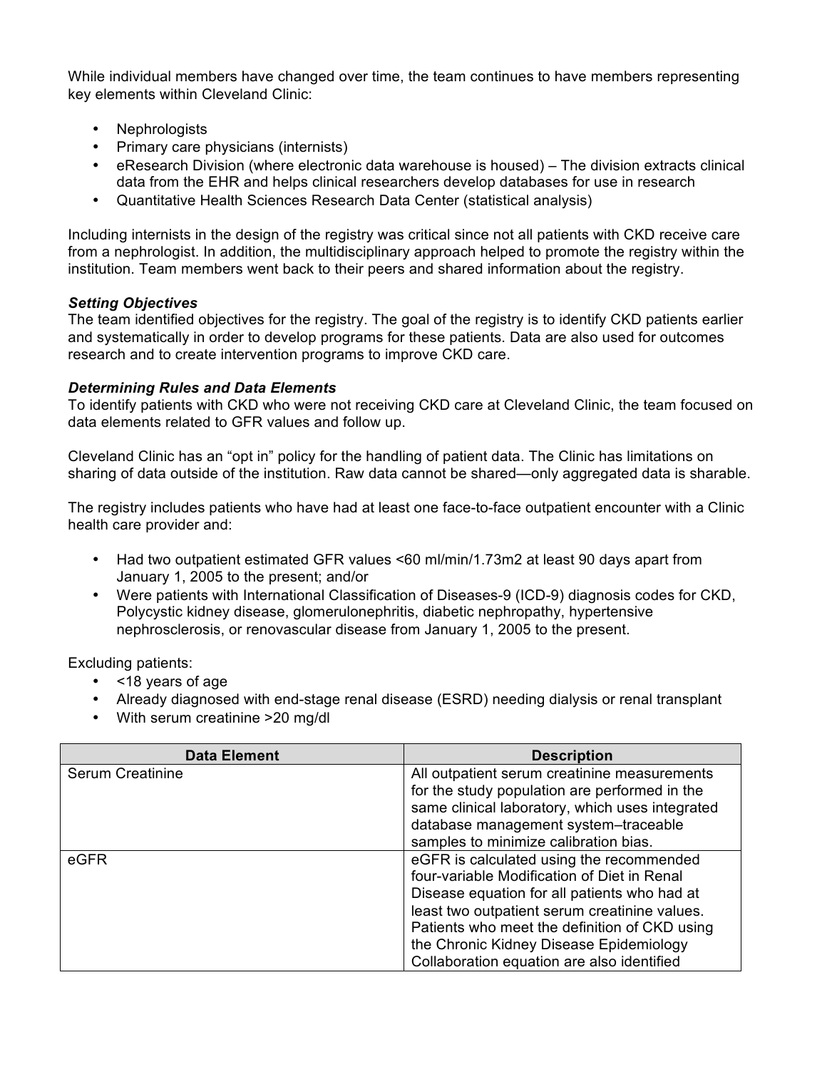While individual members have changed over time, the team continues to have members representing key elements within Cleveland Clinic:

- Nephrologists
- Primary care physicians (internists)
- eResearch Division (where electronic data warehouse is housed) – The division extracts clinical data from the EHR and helps clinical researchers develop databases for use in research
- Quantitative Health Sciences Research Data Center (statistical analysis)

Including internists in the design of the registry was critical since not all patients with CKD receive care from a nephrologist. In addition, the multidisciplinary approach helped to promote the registry within the institution. Team members went back to their peers and shared information about the registry.

***Setting Objectives***

The team identified objectives for the registry. The goal of the registry is to identify CKD patients earlier and systematically in order to develop programs for these patients. Data are also used for outcomes research and to create intervention programs to improve CKD care.

***Determining Rules and Data Elements***

To identify patients with CKD who were not receiving CKD care at Cleveland Clinic, the team focused on data elements related to GFR values and follow up.

Cleveland Clinic has an "opt in" policy for the handling of patient data. The Clinic has limitations on sharing of data outside of the institution. Raw data cannot be shared—only aggregated data is sharable.

The registry includes patients who have had at least one face-to-face outpatient encounter with a Clinic health care provider and:

- Had two outpatient estimated GFR values <60 ml/min/1.73m2 at least 90 days apart from January 1, 2005 to the present; and/or
- Were patients with International Classification of Diseases-9 (ICD-9) diagnosis codes for CKD, Polycystic kidney disease, glomerulonephritis, diabetic nephropathy, hypertensive nephrosclerosis, or renovascular disease from January 1, 2005 to the present.

Excluding patients:

- <18 years of age
- Already diagnosed with end-stage renal disease (ESRD) needing dialysis or renal transplant
- With serum creatinine >20 mg/dl

| Data Element | Description |
|---|---|
| Serum Creatinine | All outpatient serum creatinine measurements for the study population are performed in the same clinical laboratory, which uses integrated database management system–traceable samples to minimize calibration bias. |
| eGFR | eGFR is calculated using the recommended four-variable Modification of Diet in Renal Disease equation for all patients who had at least two outpatient serum creatinine values. Patients who meet the definition of CKD using the Chronic Kidney Disease Epidemiology Collaboration equation are also identified |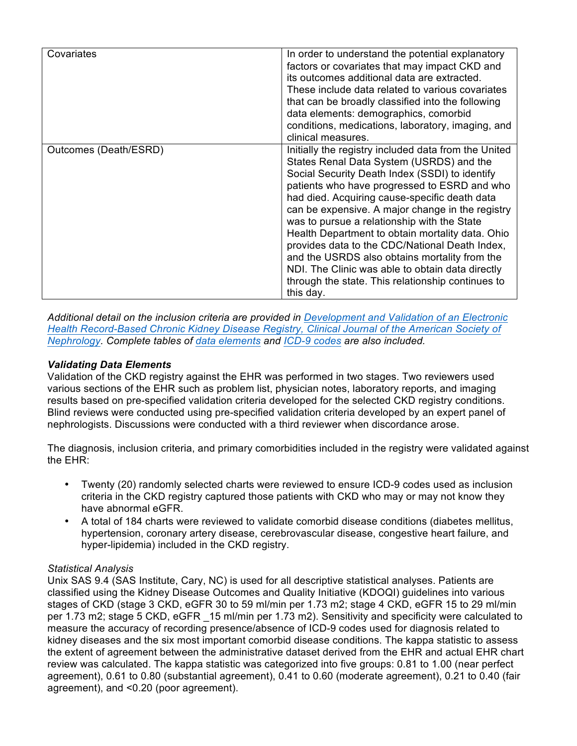| Covariates | In order to understand the potential explanatory factors or covariates that may impact CKD and its outcomes additional data are extracted. These include data related to various covariates that can be broadly classified into the following data elements: demographics, comorbid conditions, medications, laboratory, imaging, and clinical measures. |
|---|---|
| Outcomes (Death/ESRD) | Initially the registry included data from the United States Renal Data System (USRDS) and the Social Security Death Index (SSDI) to identify patients who have progressed to ESRD and who had died. Acquiring cause-specific death data can be expensive. A major change in the registry was to pursue a relationship with the State Health Department to obtain mortality data. Ohio provides data to the CDC/National Death Index, and the USRDS also obtains mortality from the NDI. The Clinic was able to obtain data directly through the state. This relationship continues to this day. |

*Additional detail on the inclusion criteria are provided in Development and Validation of an Electronic Health Record-Based Chronic Kidney Disease Registry, Clinical Journal of the American Society of Nephrology. Complete tables of data elements and ICD-9 codes are also included.*

### *Validating Data Elements*

Validation of the CKD registry against the EHR was performed in two stages. Two reviewers used various sections of the EHR such as problem list, physician notes, laboratory reports, and imaging results based on pre-specified validation criteria developed for the selected CKD registry conditions. Blind reviews were conducted using pre-specified validation criteria developed by an expert panel of nephrologists. Discussions were conducted with a third reviewer when discordance arose.

The diagnosis, inclusion criteria, and primary comorbidities included in the registry were validated against the EHR:

- Twenty (20) randomly selected charts were reviewed to ensure ICD-9 codes used as inclusion criteria in the CKD registry captured those patients with CKD who may or may not know they have abnormal eGFR.
- A total of 184 charts were reviewed to validate comorbid disease conditions (diabetes mellitus, hypertension, coronary artery disease, cerebrovascular disease, congestive heart failure, and hyper-lipidemia) included in the CKD registry.

*Statistical Analysis*

Unix SAS 9.4 (SAS Institute, Cary, NC) is used for all descriptive statistical analyses. Patients are classified using the Kidney Disease Outcomes and Quality Initiative (KDOQI) guidelines into various stages of CKD (stage 3 CKD, eGFR 30 to 59 ml/min per 1.73 m2; stage 4 CKD, eGFR 15 to 29 ml/min per 1.73 m2; stage 5 CKD, eGFR _15 ml/min per 1.73 m2). Sensitivity and specificity were calculated to measure the accuracy of recording presence/absence of ICD-9 codes used for diagnosis related to kidney diseases and the six most important comorbid disease conditions. The kappa statistic to assess the extent of agreement between the administrative dataset derived from the EHR and actual EHR chart review was calculated. The kappa statistic was categorized into five groups: 0.81 to 1.00 (near perfect agreement), 0.61 to 0.80 (substantial agreement), 0.41 to 0.60 (moderate agreement), 0.21 to 0.40 (fair agreement), and <0.20 (poor agreement).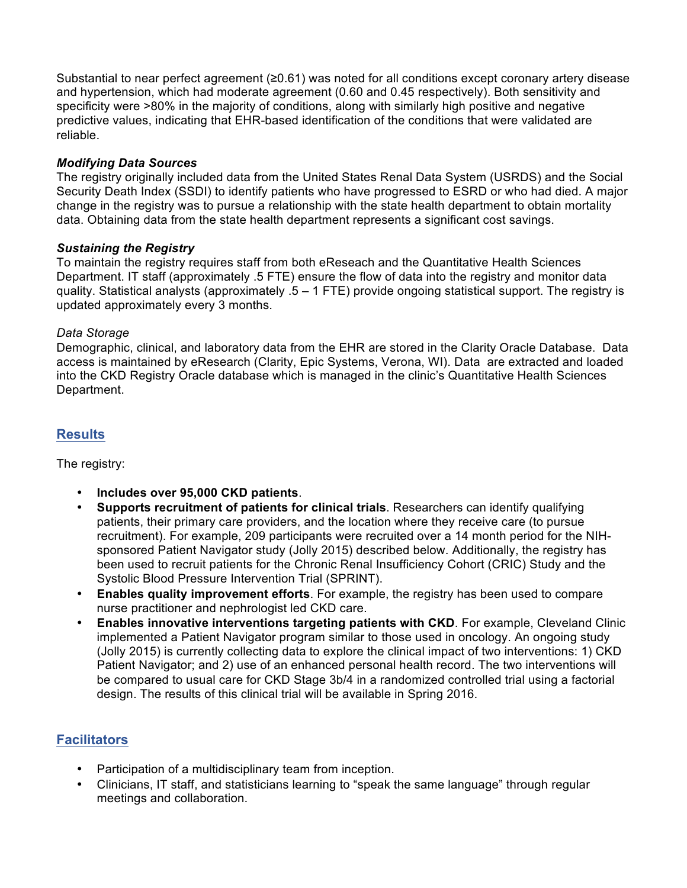Substantial to near perfect agreement (≥0.61) was noted for all conditions except coronary artery disease and hypertension, which had moderate agreement (0.60 and 0.45 respectively). Both sensitivity and specificity were >80% in the majority of conditions, along with similarly high positive and negative predictive values, indicating that EHR-based identification of the conditions that were validated are reliable.

***Modifying Data Sources***

The registry originally included data from the United States Renal Data System (USRDS) and the Social Security Death Index (SSDI) to identify patients who have progressed to ESRD or who had died. A major change in the registry was to pursue a relationship with the state health department to obtain mortality data. Obtaining data from the state health department represents a significant cost savings.

***Sustaining the Registry***

To maintain the registry requires staff from both eReseach and the Quantitative Health Sciences Department. IT staff (approximately .5 FTE) ensure the flow of data into the registry and monitor data quality. Statistical analysts (approximately .5 – 1 FTE) provide ongoing statistical support. The registry is updated approximately every 3 months.

*Data Storage*

Demographic, clinical, and laboratory data from the EHR are stored in the Clarity Oracle Database. Data access is maintained by eResearch (Clarity, Epic Systems, Verona, WI). Data are extracted and loaded into the CKD Registry Oracle database which is managed in the clinic's Quantitative Health Sciences Department.

## Results

The registry:

- **Includes over 95,000 CKD patients**.
- **Supports recruitment of patients for clinical trials**. Researchers can identify qualifying patients, their primary care providers, and the location where they receive care (to pursue recruitment). For example, 209 participants were recruited over a 14 month period for the NIH-sponsored Patient Navigator study (Jolly 2015) described below. Additionally, the registry has been used to recruit patients for the Chronic Renal Insufficiency Cohort (CRIC) Study and the Systolic Blood Pressure Intervention Trial (SPRINT).
- **Enables quality improvement efforts**. For example, the registry has been used to compare nurse practitioner and nephrologist led CKD care.
- **Enables innovative interventions targeting patients with CKD**. For example, Cleveland Clinic implemented a Patient Navigator program similar to those used in oncology. An ongoing study (Jolly 2015) is currently collecting data to explore the clinical impact of two interventions: 1) CKD Patient Navigator; and 2) use of an enhanced personal health record. The two interventions will be compared to usual care for CKD Stage 3b/4 in a randomized controlled trial using a factorial design. The results of this clinical trial will be available in Spring 2016.

## Facilitators

- Participation of a multidisciplinary team from inception.
- Clinicians, IT staff, and statisticians learning to "speak the same language" through regular meetings and collaboration.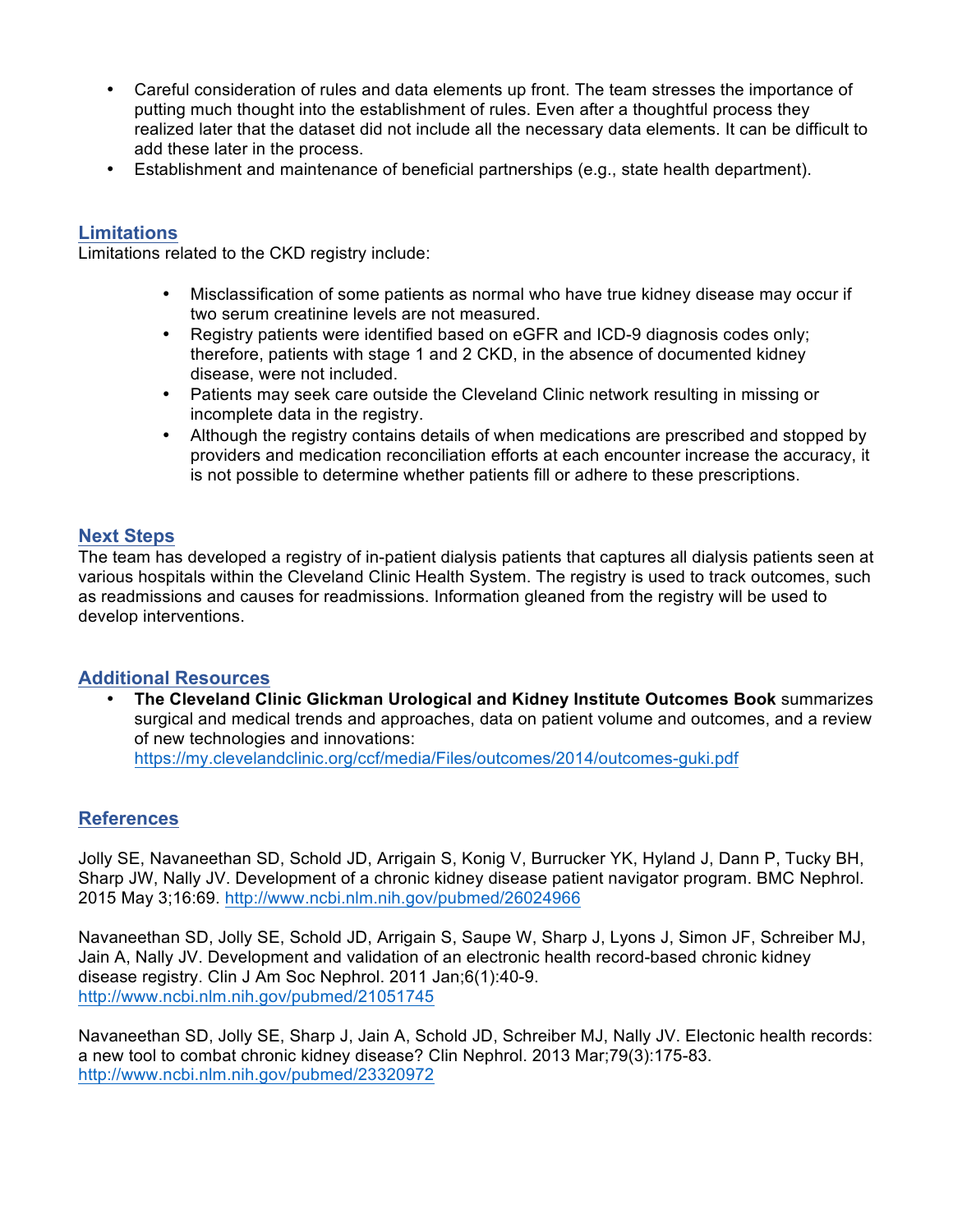- Careful consideration of rules and data elements up front. The team stresses the importance of putting much thought into the establishment of rules. Even after a thoughtful process they realized later that the dataset did not include all the necessary data elements. It can be difficult to add these later in the process.
- Establishment and maintenance of beneficial partnerships (e.g., state health department).

## Limitations

Limitations related to the CKD registry include:

- Misclassification of some patients as normal who have true kidney disease may occur if two serum creatinine levels are not measured.
- Registry patients were identified based on eGFR and ICD-9 diagnosis codes only; therefore, patients with stage 1 and 2 CKD, in the absence of documented kidney disease, were not included.
- Patients may seek care outside the Cleveland Clinic network resulting in missing or incomplete data in the registry.
- Although the registry contains details of when medications are prescribed and stopped by providers and medication reconciliation efforts at each encounter increase the accuracy, it is not possible to determine whether patients fill or adhere to these prescriptions.

## Next Steps

The team has developed a registry of in-patient dialysis patients that captures all dialysis patients seen at various hospitals within the Cleveland Clinic Health System. The registry is used to track outcomes, such as readmissions and causes for readmissions. Information gleaned from the registry will be used to develop interventions.

## Additional Resources

- **The Cleveland Clinic Glickman Urological and Kidney Institute Outcomes Book** summarizes surgical and medical trends and approaches, data on patient volume and outcomes, and a review of new technologies and innovations: https://my.clevelandclinic.org/ccf/media/Files/outcomes/2014/outcomes-guki.pdf

## References

Jolly SE, Navaneethan SD, Schold JD, Arrigain S, Konig V, Burrucker YK, Hyland J, Dann P, Tucky BH, Sharp JW, Nally JV. Development of a chronic kidney disease patient navigator program. BMC Nephrol. 2015 May 3;16:69. http://www.ncbi.nlm.nih.gov/pubmed/26024966

Navaneethan SD, Jolly SE, Schold JD, Arrigain S, Saupe W, Sharp J, Lyons J, Simon JF, Schreiber MJ, Jain A, Nally JV. Development and validation of an electronic health record-based chronic kidney disease registry. Clin J Am Soc Nephrol. 2011 Jan;6(1):40-9. http://www.ncbi.nlm.nih.gov/pubmed/21051745

Navaneethan SD, Jolly SE, Sharp J, Jain A, Schold JD, Schreiber MJ, Nally JV. Electonic health records: a new tool to combat chronic kidney disease? Clin Nephrol. 2013 Mar;79(3):175-83. http://www.ncbi.nlm.nih.gov/pubmed/23320972